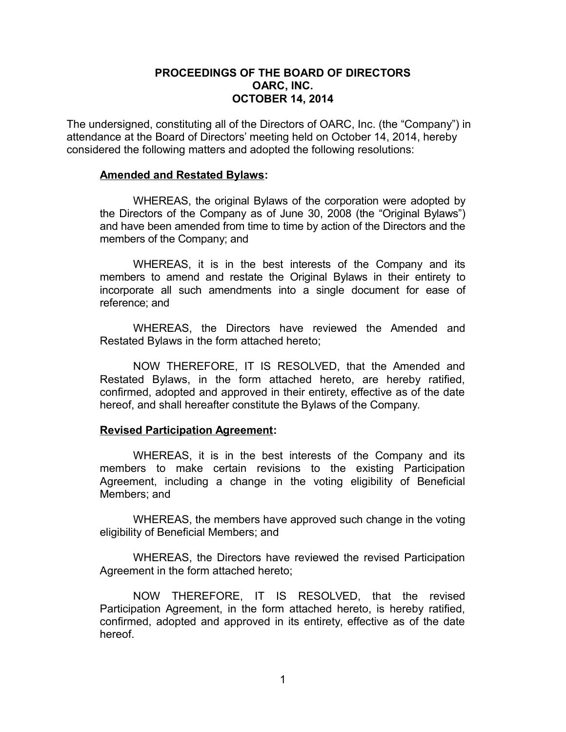# PROCEEDINGS OF THE BOARD OF DIRECTORS
## OARC, INC.
## OCTOBER 14, 2014

The undersigned, constituting all of the Directors of OARC, Inc. (the "Company") in attendance at the Board of Directors' meeting held on October 14, 2014, hereby considered the following matters and adopted the following resolutions:

**Amended and Restated Bylaws:**

WHEREAS, the original Bylaws of the corporation were adopted by the Directors of the Company as of June 30, 2008 (the "Original Bylaws") and have been amended from time to time by action of the Directors and the members of the Company; and

WHEREAS, it is in the best interests of the Company and its members to amend and restate the Original Bylaws in their entirety to incorporate all such amendments into a single document for ease of reference; and

WHEREAS, the Directors have reviewed the Amended and Restated Bylaws in the form attached hereto;

NOW THEREFORE, IT IS RESOLVED, that the Amended and Restated Bylaws, in the form attached hereto, are hereby ratified, confirmed, adopted and approved in their entirety, effective as of the date hereof, and shall hereafter constitute the Bylaws of the Company.

**Revised Participation Agreement:**

WHEREAS, it is in the best interests of the Company and its members to make certain revisions to the existing Participation Agreement, including a change in the voting eligibility of Beneficial Members; and

WHEREAS, the members have approved such change in the voting eligibility of Beneficial Members; and

WHEREAS, the Directors have reviewed the revised Participation Agreement in the form attached hereto;

NOW THEREFORE, IT IS RESOLVED, that the revised Participation Agreement, in the form attached hereto, is hereby ratified, confirmed, adopted and approved in its entirety, effective as of the date hereof.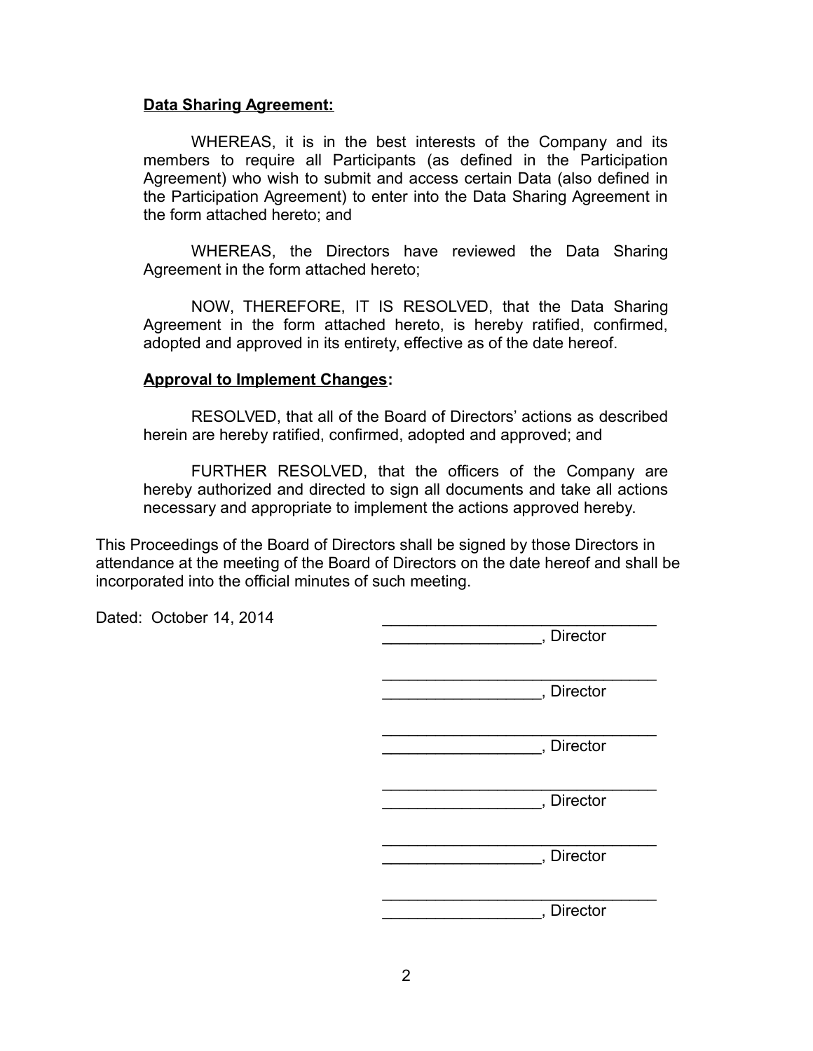**Data Sharing Agreement:**

WHEREAS, it is in the best interests of the Company and its members to require all Participants (as defined in the Participation Agreement) who wish to submit and access certain Data (also defined in the Participation Agreement) to enter into the Data Sharing Agreement in the form attached hereto; and

WHEREAS, the Directors have reviewed the Data Sharing Agreement in the form attached hereto;

NOW, THEREFORE, IT IS RESOLVED, that the Data Sharing Agreement in the form attached hereto, is hereby ratified, confirmed, adopted and approved in its entirety, effective as of the date hereof.

**Approval to Implement Changes:**

RESOLVED, that all of the Board of Directors' actions as described herein are hereby ratified, confirmed, adopted and approved; and

FURTHER RESOLVED, that the officers of the Company are hereby authorized and directed to sign all documents and take all actions necessary and appropriate to implement the actions approved hereby.

This Proceedings of the Board of Directors shall be signed by those Directors in attendance at the meeting of the Board of Directors on the date hereof and shall be incorporated into the official minutes of such meeting.

Dated: October 14, 2014

________________________________
__________________, Director

________________________________
__________________, Director

________________________________
__________________, Director

________________________________
__________________, Director

________________________________
__________________, Director

________________________________
__________________, Director